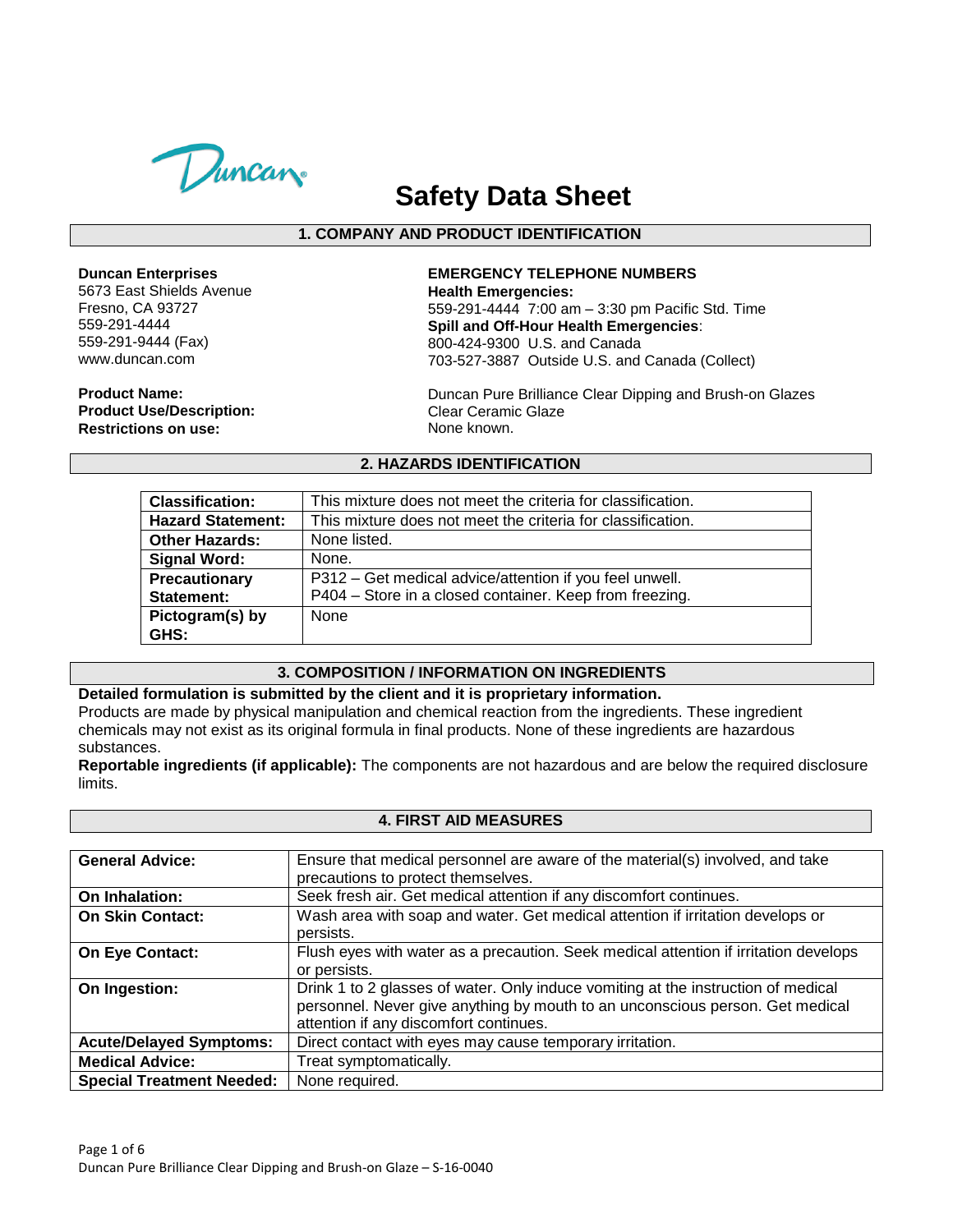# Safety Data Sheet

## 1. COMPANY AND PRODUCT IDENTIFICATION

**Duncan Enterprises**
5673 East Shields Avenue
Fresno, CA 93727
559-291-4444
559-291-9444 (Fax)
www.duncan.com

**EMERGENCY TELEPHONE NUMBERS**
**Health Emergencies:**
559-291-4444 7:00 am – 3:30 pm Pacific Std. Time
**Spill and Off-Hour Health Emergencies**:
800-424-9300 U.S. and Canada
703-527-3887 Outside U.S. and Canada (Collect)

**Product Name:** Duncan Pure Brilliance Clear Dipping and Brush-on Glazes
**Product Use/Description:** Clear Ceramic Glaze
**Restrictions on use:** None known.

## 2. HAZARDS IDENTIFICATION

| | |
|---|---|
| **Classification:** | This mixture does not meet the criteria for classification. |
| **Hazard Statement:** | This mixture does not meet the criteria for classification. |
| **Other Hazards:** | None listed. |
| **Signal Word:** | None. |
| **Precautionary Statement:** | P312 – Get medical advice/attention if you feel unwell.<br>P404 – Store in a closed container. Keep from freezing. |
| **Pictogram(s) by GHS:** | None |

## 3. COMPOSITION / INFORMATION ON INGREDIENTS

**Detailed formulation is submitted by the client and it is proprietary information.**
Products are made by physical manipulation and chemical reaction from the ingredients. These ingredient chemicals may not exist as its original formula in final products. None of these ingredients are hazardous substances.
**Reportable ingredients (if applicable):** The components are not hazardous and are below the required disclosure limits.

## 4. FIRST AID MEASURES

| | |
|---|---|
| **General Advice:** | Ensure that medical personnel are aware of the material(s) involved, and take precautions to protect themselves. |
| **On Inhalation:** | Seek fresh air. Get medical attention if any discomfort continues. |
| **On Skin Contact:** | Wash area with soap and water. Get medical attention if irritation develops or persists. |
| **On Eye Contact:** | Flush eyes with water as a precaution. Seek medical attention if irritation develops or persists. |
| **On Ingestion:** | Drink 1 to 2 glasses of water. Only induce vomiting at the instruction of medical personnel. Never give anything by mouth to an unconscious person. Get medical attention if any discomfort continues. |
| **Acute/Delayed Symptoms:** | Direct contact with eyes may cause temporary irritation. |
| **Medical Advice:** | Treat symptomatically. |
| **Special Treatment Needed:** | None required. |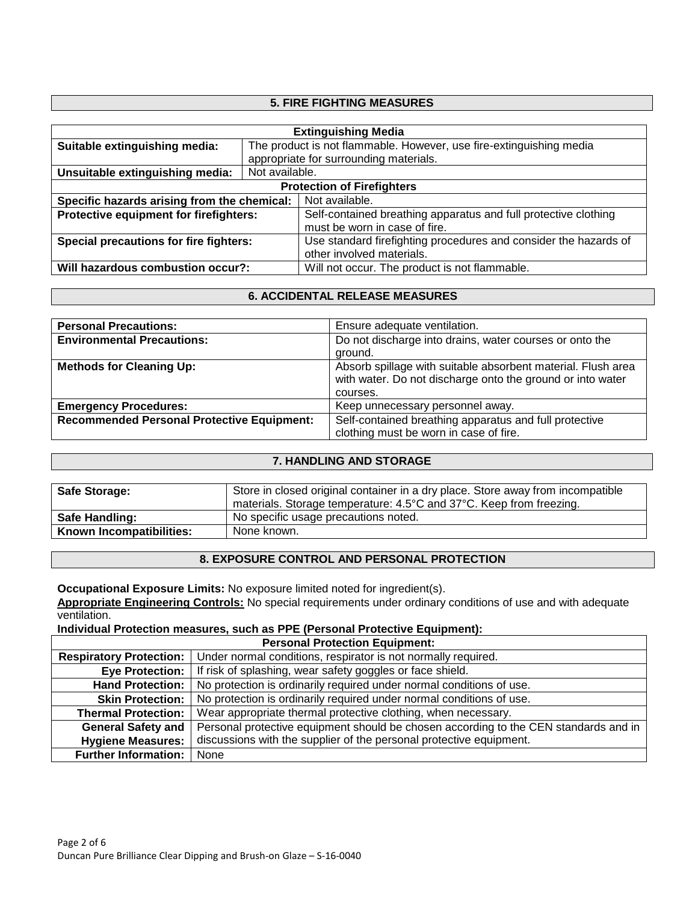## 5. FIRE FIGHTING MEASURES

| Extinguishing Media | |
|---|---|
| **Suitable extinguishing media:** | The product is not flammable. However, use fire-extinguishing media appropriate for surrounding materials. |
| **Unsuitable extinguishing media:** | Not available. |
| **Protection of Firefighters** | |
| **Specific hazards arising from the chemical:** | Not available. |
| **Protective equipment for firefighters:** | Self-contained breathing apparatus and full protective clothing must be worn in case of fire. |
| **Special precautions for fire fighters:** | Use standard firefighting procedures and consider the hazards of other involved materials. |
| **Will hazardous combustion occur?:** | Will not occur. The product is not flammable. |

## 6. ACCIDENTAL RELEASE MEASURES

| | |
|---|---|
| **Personal Precautions:** | Ensure adequate ventilation. |
| **Environmental Precautions:** | Do not discharge into drains, water courses or onto the ground. |
| **Methods for Cleaning Up:** | Absorb spillage with suitable absorbent material. Flush area with water. Do not discharge onto the ground or into water courses. |
| **Emergency Procedures:** | Keep unnecessary personnel away. |
| **Recommended Personal Protective Equipment:** | Self-contained breathing apparatus and full protective clothing must be worn in case of fire. |

## 7. HANDLING AND STORAGE

| | |
|---|---|
| **Safe Storage:** | Store in closed original container in a dry place. Store away from incompatible materials. Storage temperature: 4.5°C and 37°C. Keep from freezing. |
| **Safe Handling:** | No specific usage precautions noted. |
| **Known Incompatibilities:** | None known. |

## 8. EXPOSURE CONTROL AND PERSONAL PROTECTION

**Occupational Exposure Limits:** No exposure limited noted for ingredient(s).

**Appropriate Engineering Controls:** No special requirements under ordinary conditions of use and with adequate ventilation.

**Individual Protection measures, such as PPE (Personal Protective Equipment):**

| Personal Protection Equipment: | |
|---|---|
| **Respiratory Protection:** | Under normal conditions, respirator is not normally required. |
| **Eye Protection:** | If risk of splashing, wear safety goggles or face shield. |
| **Hand Protection:** | No protection is ordinarily required under normal conditions of use. |
| **Skin Protection:** | No protection is ordinarily required under normal conditions of use. |
| **Thermal Protection:** | Wear appropriate thermal protective clothing, when necessary. |
| **General Safety and Hygiene Measures:** | Personal protective equipment should be chosen according to the CEN standards and in discussions with the supplier of the personal protective equipment. |
| **Further Information:** | None |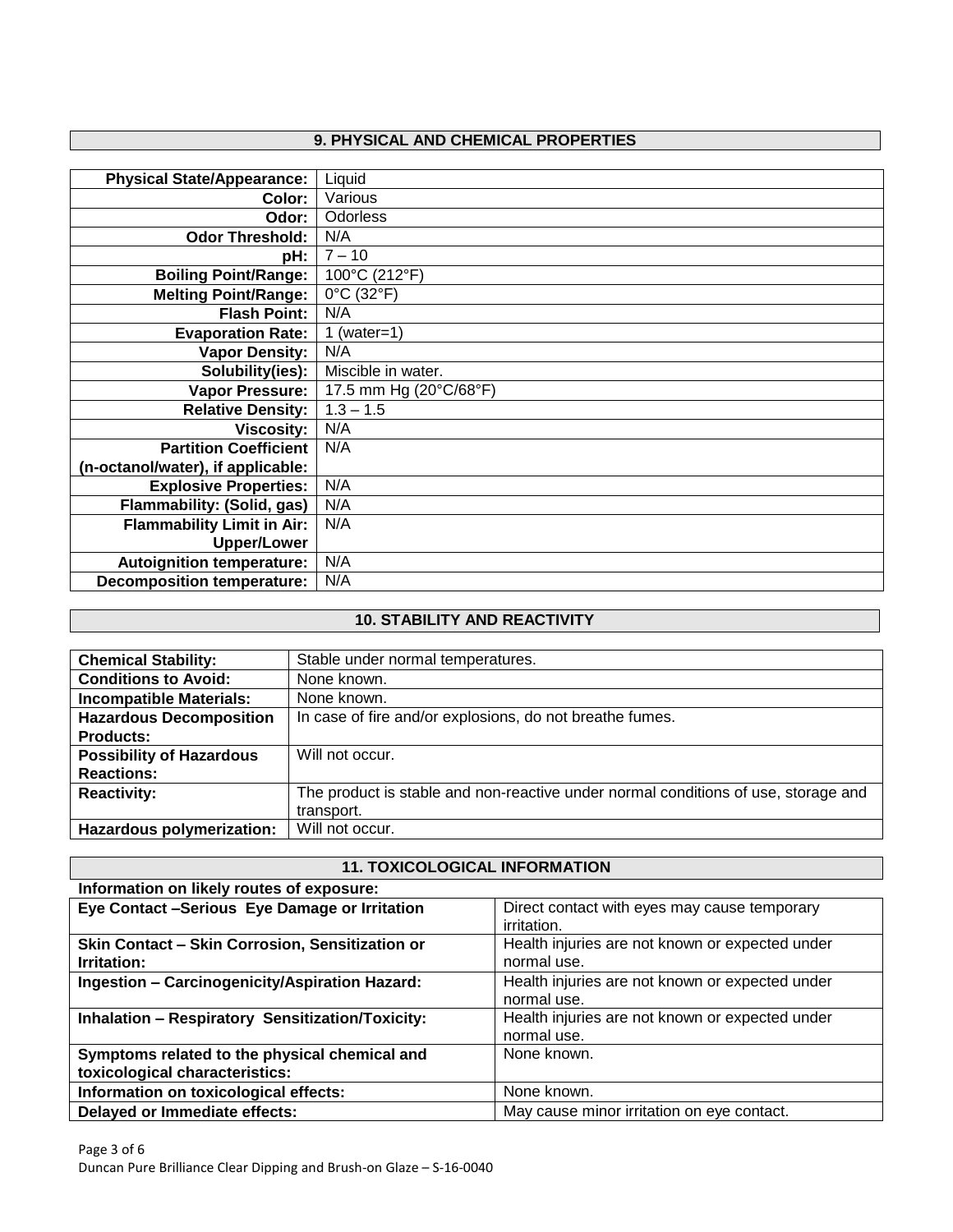## 9. PHYSICAL AND CHEMICAL PROPERTIES

| | |
|---|---|
| **Physical State/Appearance:** | Liquid |
| **Color:** | Various |
| **Odor:** | Odorless |
| **Odor Threshold:** | N/A |
| **pH:** | 7 – 10 |
| **Boiling Point/Range:** | 100°C (212°F) |
| **Melting Point/Range:** | 0°C (32°F) |
| **Flash Point:** | N/A |
| **Evaporation Rate:** | 1 (water=1) |
| **Vapor Density:** | N/A |
| **Solubility(ies):** | Miscible in water. |
| **Vapor Pressure:** | 17.5 mm Hg (20°C/68°F) |
| **Relative Density:** | 1.3 – 1.5 |
| **Viscosity:** | N/A |
| **Partition Coefficient (n-octanol/water), if applicable:** | N/A |
| **Explosive Properties:** | N/A |
| **Flammability: (Solid, gas)** | N/A |
| **Flammability Limit in Air: Upper/Lower** | N/A |
| **Autoignition temperature:** | N/A |
| **Decomposition temperature:** | N/A |

## 10. STABILITY AND REACTIVITY

| | |
|---|---|
| **Chemical Stability:** | Stable under normal temperatures. |
| **Conditions to Avoid:** | None known. |
| **Incompatible Materials:** | None known. |
| **Hazardous Decomposition Products:** | In case of fire and/or explosions, do not breathe fumes. |
| **Possibility of Hazardous Reactions:** | Will not occur. |
| **Reactivity:** | The product is stable and non-reactive under normal conditions of use, storage and transport. |
| **Hazardous polymerization:** | Will not occur. |

## 11. TOXICOLOGICAL INFORMATION

**Information on likely routes of exposure:**

| | |
|---|---|
| **Eye Contact –Serious Eye Damage or Irritation** | Direct contact with eyes may cause temporary irritation. |
| **Skin Contact – Skin Corrosion, Sensitization or Irritation:** | Health injuries are not known or expected under normal use. |
| **Ingestion – Carcinogenicity/Aspiration Hazard:** | Health injuries are not known or expected under normal use. |
| **Inhalation – Respiratory Sensitization/Toxicity:** | Health injuries are not known or expected under normal use. |
| **Symptoms related to the physical chemical and toxicological characteristics:** | None known. |
| **Information on toxicological effects:** | None known. |
| **Delayed or Immediate effects:** | May cause minor irritation on eye contact. |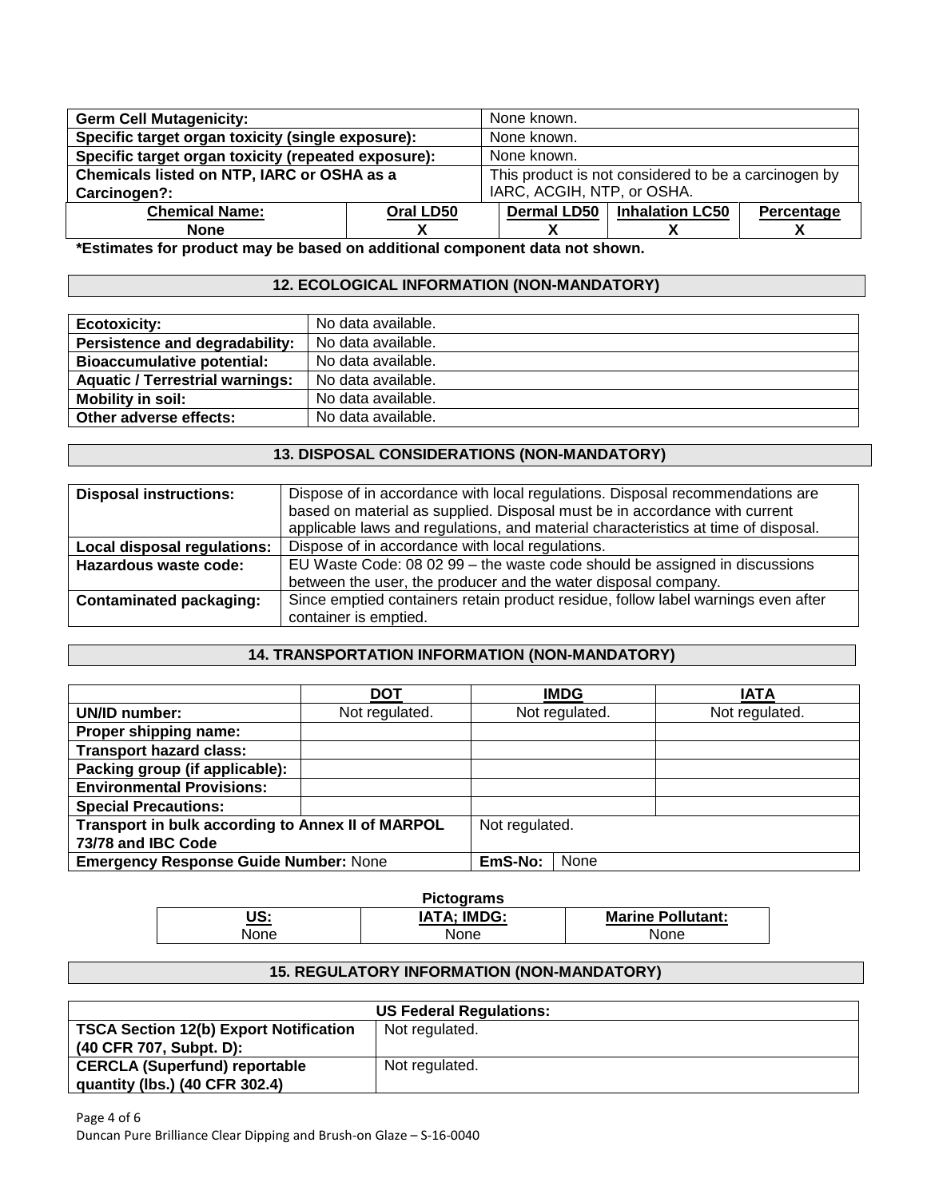| Germ Cell Mutagenicity: | None known. |
| --- | --- |
| Specific target organ toxicity (single exposure): | None known. |
| Specific target organ toxicity (repeated exposure): | None known. |
| Chemicals listed on NTP, IARC or OSHA as a Carcinogen?: | This product is not considered to be a carcinogen by IARC, ACGIH, NTP, or OSHA. |

| Chemical Name: | Oral LD50 | Dermal LD50 | Inhalation LC50 | Percentage |
| --- | --- | --- | --- | --- |
| None | X | X | X | X |

**\*Estimates for product may be based on additional component data not shown.**

## 12. ECOLOGICAL INFORMATION (NON-MANDATORY)

| Ecotoxicity: | No data available. |
| --- | --- |
| Persistence and degradability: | No data available. |
| Bioaccumulative potential: | No data available. |
| Aquatic / Terrestrial warnings: | No data available. |
| Mobility in soil: | No data available. |
| Other adverse effects: | No data available. |

## 13. DISPOSAL CONSIDERATIONS (NON-MANDATORY)

| Disposal instructions: | Dispose of in accordance with local regulations. Disposal recommendations are based on material as supplied. Disposal must be in accordance with current applicable laws and regulations, and material characteristics at time of disposal. |
| --- | --- |
| Local disposal regulations: | Dispose of in accordance with local regulations. |
| Hazardous waste code: | EU Waste Code: 08 02 99 – the waste code should be assigned in discussions between the user, the producer and the water disposal company. |
| Contaminated packaging: | Since emptied containers retain product residue, follow label warnings even after container is emptied. |

## 14. TRANSPORTATION INFORMATION (NON-MANDATORY)

| | DOT | IMDG | IATA |
| --- | --- | --- | --- |
| UN/ID number: | Not regulated. | Not regulated. | Not regulated. |
| Proper shipping name: | | | |
| Transport hazard class: | | | |
| Packing group (if applicable): | | | |
| Environmental Provisions: | | | |
| Special Precautions: | | | |
| Transport in bulk according to Annex II of MARPOL 73/78 and IBC Code | | Not regulated. | |
| Emergency Response Guide Number: None | | EmS-No: None | |

**Pictograms**

| US: | IATA; IMDG: | Marine Pollutant: |
| --- | --- | --- |
| None | None | None |

## 15. REGULATORY INFORMATION (NON-MANDATORY)

| US Federal Regulations: | |
| --- | --- |
| TSCA Section 12(b) Export Notification (40 CFR 707, Subpt. D): | Not regulated. |
| CERCLA (Superfund) reportable quantity (lbs.) (40 CFR 302.4) | Not regulated. |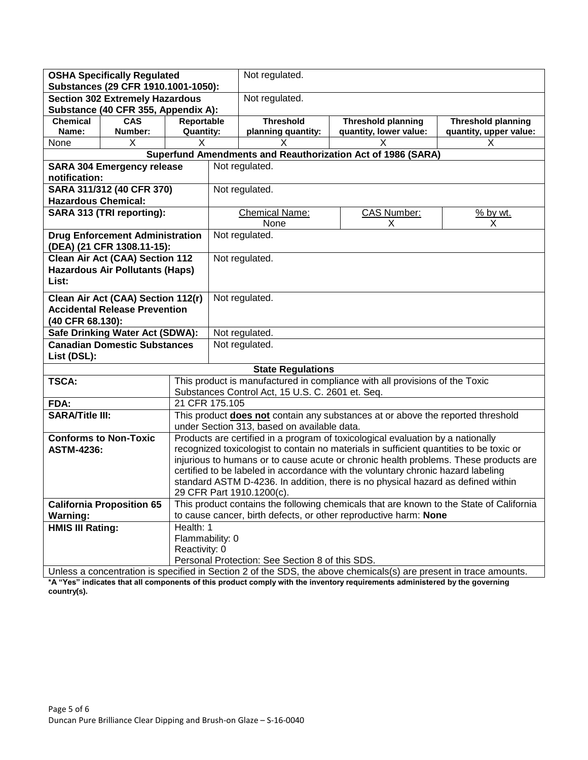| **OSHA Specifically Regulated Substances (29 CFR 1910.1001-1050):** | | | Not regulated. | | |
|---|---|---|---|---|---|
| **Section 302 Extremely Hazardous Substance (40 CFR 355, Appendix A):** | | | Not regulated. | | |
| **Chemical Name:** | **CAS Number:** | **Reportable Quantity:** | **Threshold planning quantity:** | **Threshold planning quantity, lower value:** | **Threshold planning quantity, upper value:** |
| None | X | X | X | X | X |

**Superfund Amendments and Reauthorization Act of 1986 (SARA)**

| | | | |
|---|---|---|---|
| **SARA 304 Emergency release notification:** | Not regulated. | | |
| **SARA 311/312 (40 CFR 370) Hazardous Chemical:** | Not regulated. | | |
| **SARA 313 (TRI reporting):** | Chemical Name: None | CAS Number: X | % by wt. X |
| **Drug Enforcement Administration (DEA) (21 CFR 1308.11-15):** | Not regulated. | | |
| **Clean Air Act (CAA) Section 112 Hazardous Air Pollutants (Haps) List:** | Not regulated. | | |
| **Clean Air Act (CAA) Section 112(r) Accidental Release Prevention (40 CFR 68.130):** | Not regulated. | | |
| **Safe Drinking Water Act (SDWA):** | Not regulated. | | |
| **Canadian Domestic Substances List (DSL):** | Not regulated. | | |

**State Regulations**

| | |
|---|---|
| **TSCA:** | This product is manufactured in compliance with all provisions of the Toxic Substances Control Act, 15 U.S. C. 2601 et. Seq. |
| **FDA:** | 21 CFR 175.105 |
| **SARA/Title III:** | This product **does not** contain any substances at or above the reported threshold under Section 313, based on available data. |
| **Conforms to Non-Toxic ASTM-4236:** | Products are certified in a program of toxicological evaluation by a nationally recognized toxicologist to contain no materials in sufficient quantities to be toxic or injurious to humans or to cause acute or chronic health problems. These products are certified to be labeled in accordance with the voluntary chronic hazard labeling standard ASTM D-4236. In addition, there is no physical hazard as defined within 29 CFR Part 1910.1200(c). |
| **California Proposition 65 Warning:** | This product contains the following chemicals that are known to the State of California to cause cancer, birth defects, or other reproductive harm: **None** |
| **HMIS III Rating:** | Health: 1<br>Flammability: 0<br>Reactivity: 0<br>Personal Protection: See Section 8 of this SDS. |

Unless a concentration is specified in Section 2 of the SDS, the above chemical(s) are present in trace amounts.

**\*A "Yes" indicates that all components of this product comply with the inventory requirements administered by the governing country(s).**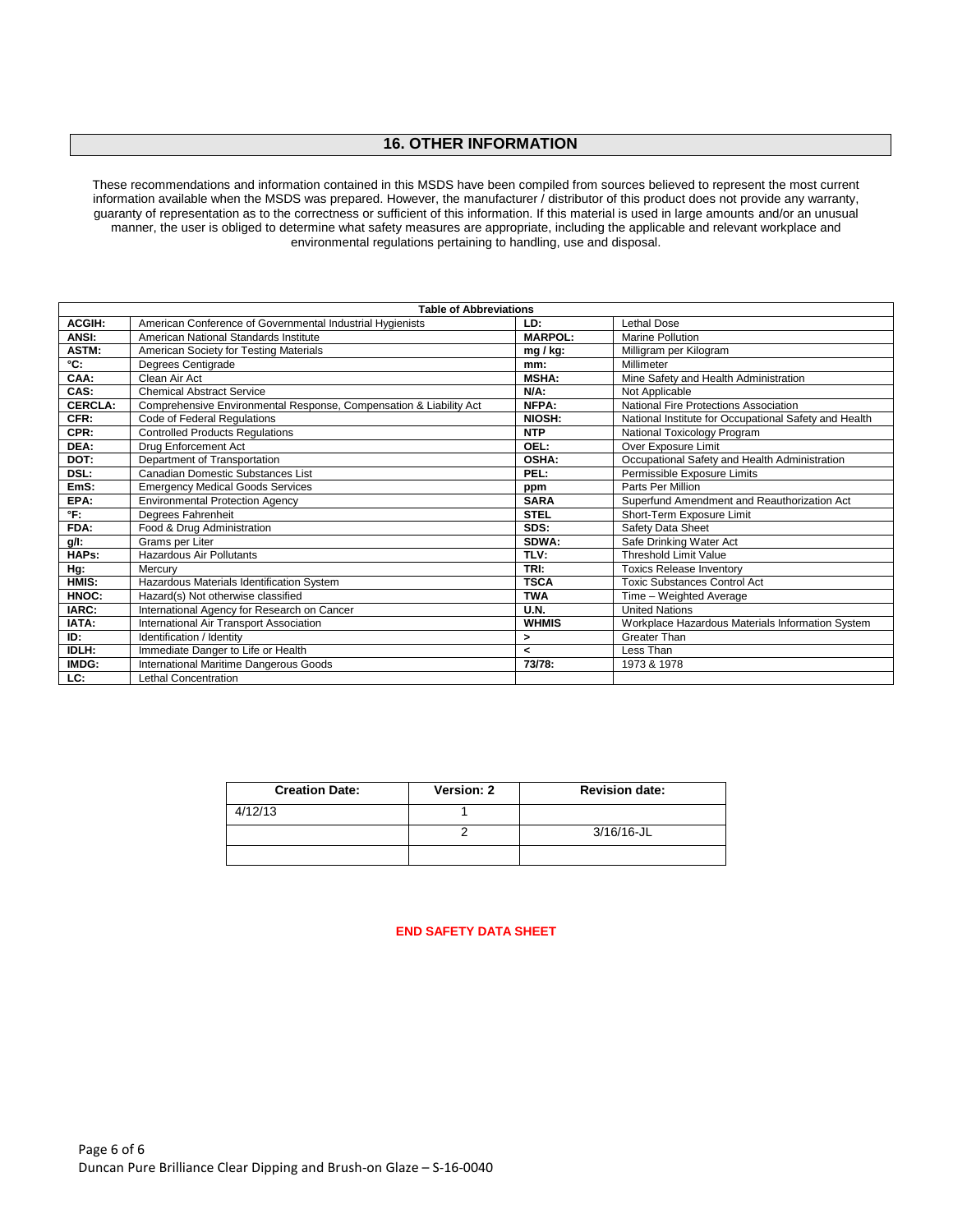## 16. OTHER INFORMATION

These recommendations and information contained in this MSDS have been compiled from sources believed to represent the most current information available when the MSDS was prepared. However, the manufacturer / distributor of this product does not provide any warranty, guaranty of representation as to the correctness or sufficient of this information. If this material is used in large amounts and/or an unusual manner, the user is obliged to determine what safety measures are appropriate, including the applicable and relevant workplace and environmental regulations pertaining to handling, use and disposal.

| Table of Abbreviations | | | |
|---|---|---|---|
| **ACGIH:** | American Conference of Governmental Industrial Hygienists | **LD:** | Lethal Dose |
| **ANSI:** | American National Standards Institute | **MARPOL:** | Marine Pollution |
| **ASTM:** | American Society for Testing Materials | **mg / kg:** | Milligram per Kilogram |
| **°C:** | Degrees Centigrade | **mm:** | Millimeter |
| **CAA:** | Clean Air Act | **MSHA:** | Mine Safety and Health Administration |
| **CAS:** | Chemical Abstract Service | **N/A:** | Not Applicable |
| **CERCLA:** | Comprehensive Environmental Response, Compensation & Liability Act | **NFPA:** | National Fire Protections Association |
| **CFR:** | Code of Federal Regulations | **NIOSH:** | National Institute for Occupational Safety and Health |
| **CPR:** | Controlled Products Regulations | **NTP** | National Toxicology Program |
| **DEA:** | Drug Enforcement Act | **OEL:** | Over Exposure Limit |
| **DOT:** | Department of Transportation | **OSHA:** | Occupational Safety and Health Administration |
| **DSL:** | Canadian Domestic Substances List | **PEL:** | Permissible Exposure Limits |
| **EmS:** | Emergency Medical Goods Services | **ppm** | Parts Per Million |
| **EPA:** | Environmental Protection Agency | **SARA** | Superfund Amendment and Reauthorization Act |
| **°F:** | Degrees Fahrenheit | **STEL** | Short-Term Exposure Limit |
| **FDA:** | Food & Drug Administration | **SDS:** | Safety Data Sheet |
| **g/l:** | Grams per Liter | **SDWA:** | Safe Drinking Water Act |
| **HAPs:** | Hazardous Air Pollutants | **TLV:** | Threshold Limit Value |
| **Hg:** | Mercury | **TRI:** | Toxics Release Inventory |
| **HMIS:** | Hazardous Materials Identification System | **TSCA** | Toxic Substances Control Act |
| **HNOC:** | Hazard(s) Not otherwise classified | **TWA** | Time – Weighted Average |
| **IARC:** | International Agency for Research on Cancer | **U.N.** | United Nations |
| **IATA:** | International Air Transport Association | **WHMIS** | Workplace Hazardous Materials Information System |
| **ID:** | Identification / Identity | **>** | Greater Than |
| **IDLH:** | Immediate Danger to Life or Health | **<** | Less Than |
| **IMDG:** | International Maritime Dangerous Goods | **73/78:** | 1973 & 1978 |
| **LC:** | Lethal Concentration | | |

| Creation Date: | Version: 2 | Revision date: |
|---|---|---|
| 4/12/13 | 1 | |
| | 2 | 3/16/16-JL |
| | | |

**END SAFETY DATA SHEET**